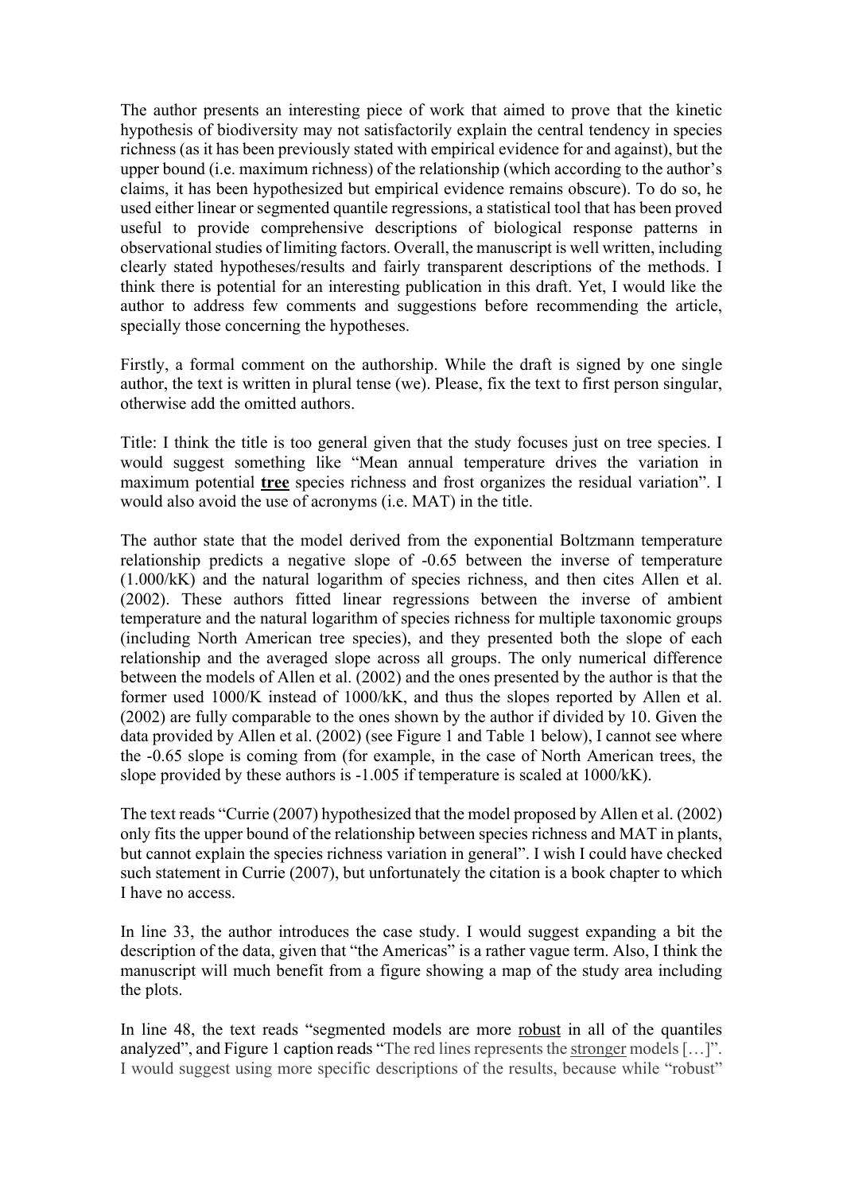The author presents an interesting piece of work that aimed to prove that the kinetic hypothesis of biodiversity may not satisfactorily explain the central tendency in species richness (as it has been previously stated with empirical evidence for and against), but the upper bound (i.e. maximum richness) of the relationship (which according to the author's claims, it has been hypothesized but empirical evidence remains obscure). To do so, he used either linear or segmented quantile regressions, a statistical tool that has been proved useful to provide comprehensive descriptions of biological response patterns in observational studies of limiting factors. Overall, the manuscript is well written, including clearly stated hypotheses/results and fairly transparent descriptions of the methods. I think there is potential for an interesting publication in this draft. Yet, I would like the author to address few comments and suggestions before recommending the article, specially those concerning the hypotheses.

Firstly, a formal comment on the authorship. While the draft is signed by one single author, the text is written in plural tense (we). Please, fix the text to first person singular, otherwise add the omitted authors.

Title: I think the title is too general given that the study focuses just on tree species. I would suggest something like "Mean annual temperature drives the variation in maximum potential **<u>tree</u>** species richness and frost organizes the residual variation". I would also avoid the use of acronyms (i.e. MAT) in the title.

The author state that the model derived from the exponential Boltzmann temperature relationship predicts a negative slope of -0.65 between the inverse of temperature (1.000/kK) and the natural logarithm of species richness, and then cites Allen et al. (2002). These authors fitted linear regressions between the inverse of ambient temperature and the natural logarithm of species richness for multiple taxonomic groups (including North American tree species), and they presented both the slope of each relationship and the averaged slope across all groups. The only numerical difference between the models of Allen et al. (2002) and the ones presented by the author is that the former used 1000/K instead of 1000/kK, and thus the slopes reported by Allen et al. (2002) are fully comparable to the ones shown by the author if divided by 10. Given the data provided by Allen et al. (2002) (see Figure 1 and Table 1 below), I cannot see where the -0.65 slope is coming from (for example, in the case of North American trees, the slope provided by these authors is -1.005 if temperature is scaled at 1000/kK).

The text reads "Currie (2007) hypothesized that the model proposed by Allen et al. (2002) only fits the upper bound of the relationship between species richness and MAT in plants, but cannot explain the species richness variation in general". I wish I could have checked such statement in Currie (2007), but unfortunately the citation is a book chapter to which I have no access.

In line 33, the author introduces the case study. I would suggest expanding a bit the description of the data, given that "the Americas" is a rather vague term. Also, I think the manuscript will much benefit from a figure showing a map of the study area including the plots.

In line 48, the text reads "segmented models are more <u>robust</u> in all of the quantiles analyzed", and Figure 1 caption reads "The red lines represents the <u>stronger</u> models […]". I would suggest using more specific descriptions of the results, because while "robust"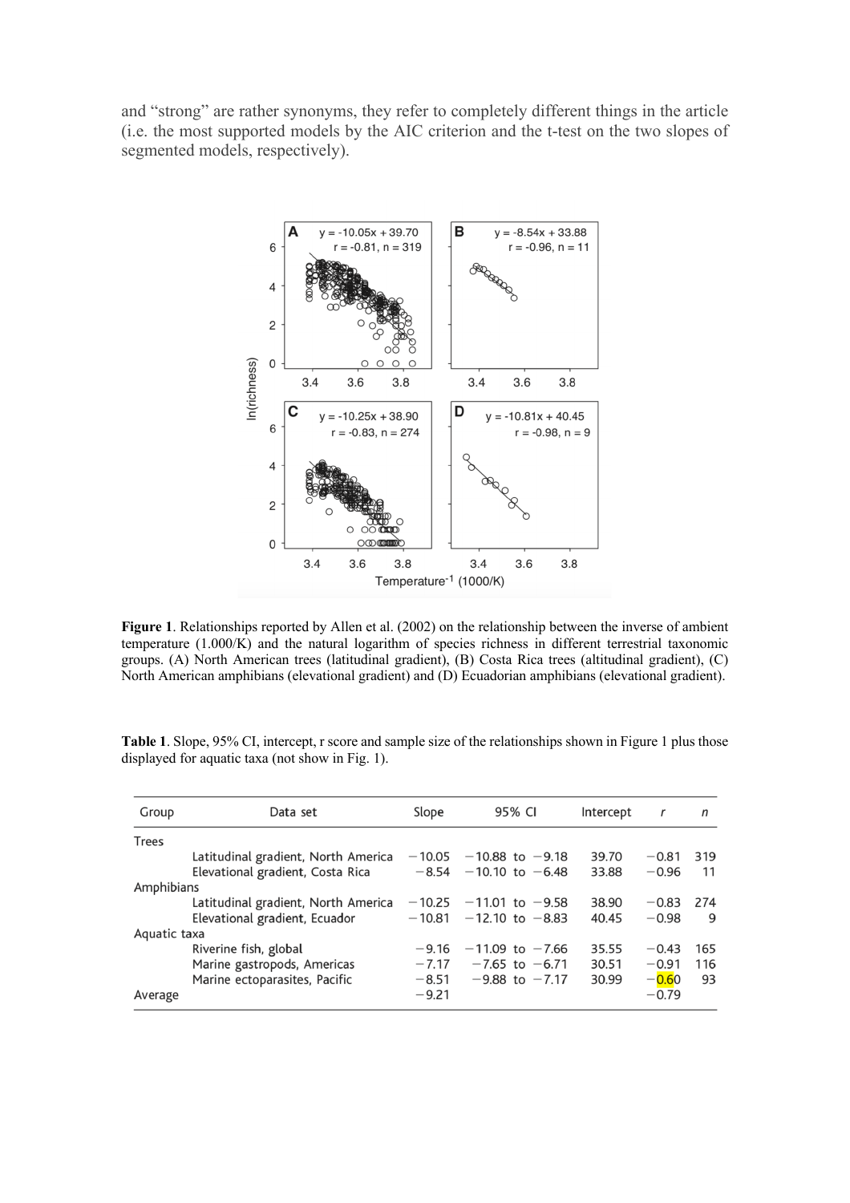and "strong" are rather synonyms, they refer to completely different things in the article (i.e. the most supported models by the AIC criterion and the t-test on the two slopes of segmented models, respectively).

**Figure 1**. Relationships reported by Allen et al. (2002) on the relationship between the inverse of ambient temperature (1.000/K) and the natural logarithm of species richness in different terrestrial taxonomic groups. (A) North American trees (latitudinal gradient), (B) Costa Rica trees (altitudinal gradient), (C) North American amphibians (elevational gradient) and (D) Ecuadorian amphibians (elevational gradient).

**Table 1**. Slope, 95% CI, intercept, r score and sample size of the relationships shown in Figure 1 plus those displayed for aquatic taxa (not show in Fig. 1).

| Group | Data set | Slope | 95% CI | Intercept | *r* | *n* |
|---|---|---|---|---|---|---|
| Trees | | | | | | |
| | Latitudinal gradient, North America | −10.05 | −10.88 to −9.18 | 39.70 | −0.81 | 319 |
| | Elevational gradient, Costa Rica | −8.54 | −10.10 to −6.48 | 33.88 | −0.96 | 11 |
| Amphibians | | | | | | |
| | Latitudinal gradient, North America | −10.25 | −11.01 to −9.58 | 38.90 | −0.83 | 274 |
| | Elevational gradient, Ecuador | −10.81 | −12.10 to −8.83 | 40.45 | −0.98 | 9 |
| Aquatic taxa | | | | | | |
| | Riverine fish, global | −9.16 | −11.09 to −7.66 | 35.55 | −0.43 | 165 |
| | Marine gastropods, Americas | −7.17 | −7.65 to −6.71 | 30.51 | −0.91 | 116 |
| | Marine ectoparasites, Pacific | −8.51 | −9.88 to −7.17 | 30.99 | −0.60 | 93 |
| Average | | −9.21 | | | −0.79 | |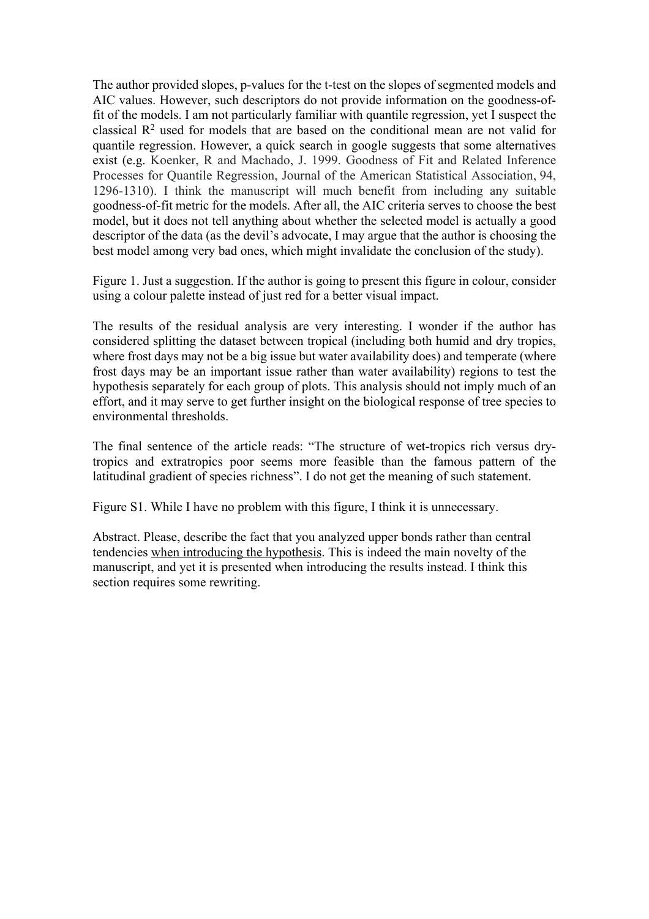The author provided slopes, p-values for the t-test on the slopes of segmented models and AIC values. However, such descriptors do not provide information on the goodness-of-fit of the models. I am not particularly familiar with quantile regression, yet I suspect the classical $R^2$ used for models that are based on the conditional mean are not valid for quantile regression. However, a quick search in google suggests that some alternatives exist (e.g. Koenker, R and Machado, J. 1999. Goodness of Fit and Related Inference Processes for Quantile Regression, Journal of the American Statistical Association, 94, 1296-1310). I think the manuscript will much benefit from including any suitable goodness-of-fit metric for the models. After all, the AIC criteria serves to choose the best model, but it does not tell anything about whether the selected model is actually a good descriptor of the data (as the devil's advocate, I may argue that the author is choosing the best model among very bad ones, which might invalidate the conclusion of the study).

Figure 1. Just a suggestion. If the author is going to present this figure in colour, consider using a colour palette instead of just red for a better visual impact.

The results of the residual analysis are very interesting. I wonder if the author has considered splitting the dataset between tropical (including both humid and dry tropics, where frost days may not be a big issue but water availability does) and temperate (where frost days may be an important issue rather than water availability) regions to test the hypothesis separately for each group of plots. This analysis should not imply much of an effort, and it may serve to get further insight on the biological response of tree species to environmental thresholds.

The final sentence of the article reads: "The structure of wet-tropics rich versus dry-tropics and extratropics poor seems more feasible than the famous pattern of the latitudinal gradient of species richness". I do not get the meaning of such statement.

Figure S1. While I have no problem with this figure, I think it is unnecessary.

Abstract. Please, describe the fact that you analyzed upper bonds rather than central tendencies <u>when introducing the hypothesis</u>. This is indeed the main novelty of the manuscript, and yet it is presented when introducing the results instead. I think this section requires some rewriting.